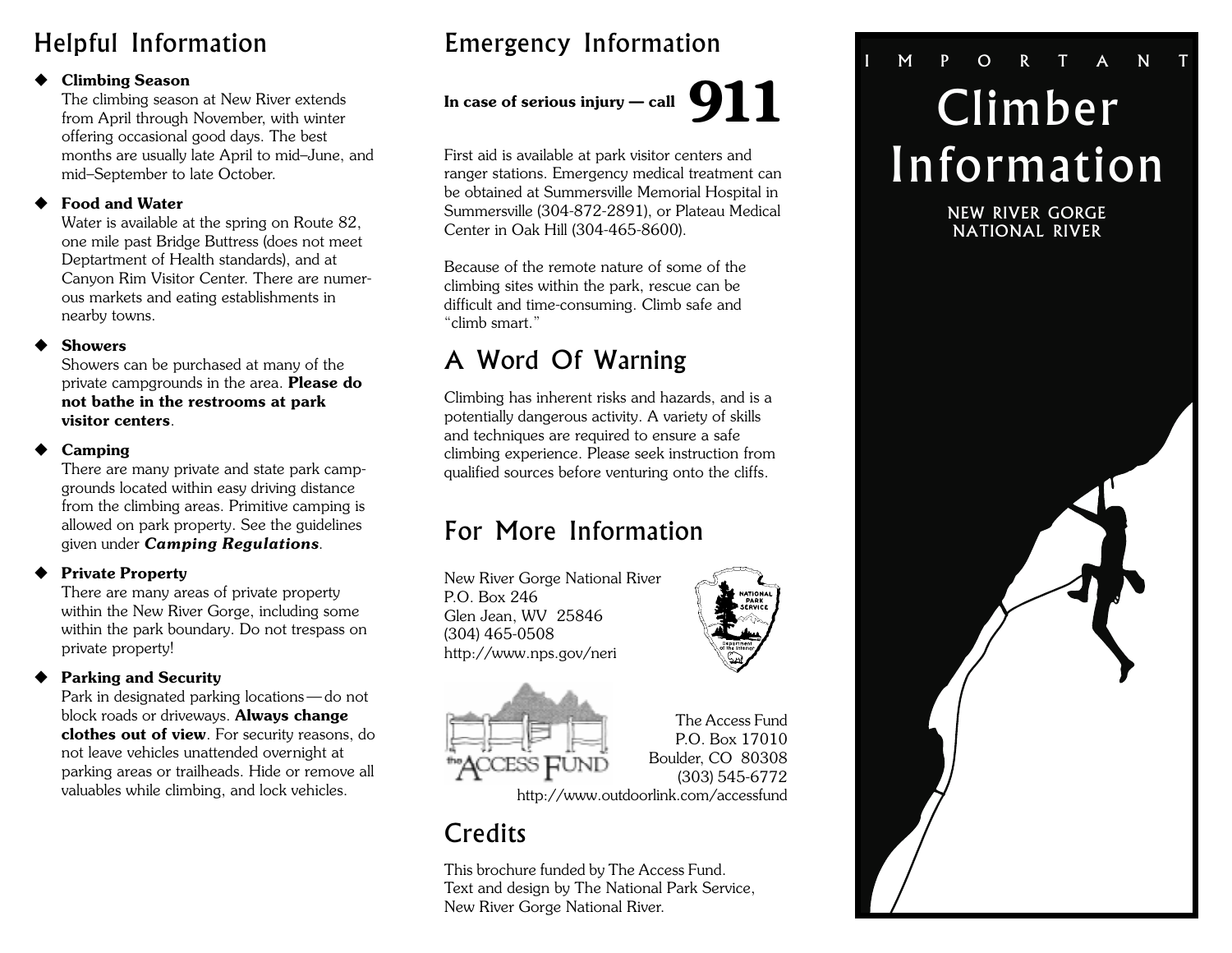## Helpful Information

- **Climbing Season**
  The climbing season at New River extends from April through November, with winter offering occasional good days. The best months are usually late April to mid–June, and mid–September to late October.

- **Food and Water**
  Water is available at the spring on Route 82, one mile past Bridge Buttress (does not meet Deptartment of Health standards), and at Canyon Rim Visitor Center. There are numerous markets and eating establishments in nearby towns.

- **Showers**
  Showers can be purchased at many of the private campgrounds in the area. **Please do not bathe in the restrooms at park visitor centers**.

- **Camping**
  There are many private and state park campgrounds located within easy driving distance from the climbing areas. Primitive camping is allowed on park property. See the guidelines given under ***Camping Regulations***.

- **Private Property**
  There are many areas of private property within the New River Gorge, including some within the park boundary. Do not trespass on private property!

- **Parking and Security**
  Park in designated parking locations — do not block roads or driveways. **Always change clothes out of view**. For security reasons, do not leave vehicles unattended overnight at parking areas or trailheads. Hide or remove all valuables while climbing, and lock vehicles.

## Emergency Information

**In case of serious injury — call 911**

First aid is available at park visitor centers and ranger stations. Emergency medical treatment can be obtained at Summersville Memorial Hospital in Summersville (304-872-2891), or Plateau Medical Center in Oak Hill (304-465-8600).

Because of the remote nature of some of the climbing sites within the park, rescue can be difficult and time-consuming. Climb safe and "climb smart."

## A Word Of Warning

Climbing has inherent risks and hazards, and is a potentially dangerous activity. A variety of skills and techniques are required to ensure a safe climbing experience. Please seek instruction from qualified sources before venturing onto the cliffs.

## For More Information

New River Gorge National River
P.O. Box 246
Glen Jean, WV 25846
(304) 465-0508
http://www.nps.gov/neri

The Access Fund
P.O. Box 17010
Boulder, CO 80308
(303) 545-6772
http://www.outdoorlink.com/accessfund

## Credits

This brochure funded by The Access Fund.
Text and design by The National Park Service, New River Gorge National River.

I M P O R T A N T

# Climber Information

NEW RIVER GORGE NATIONAL RIVER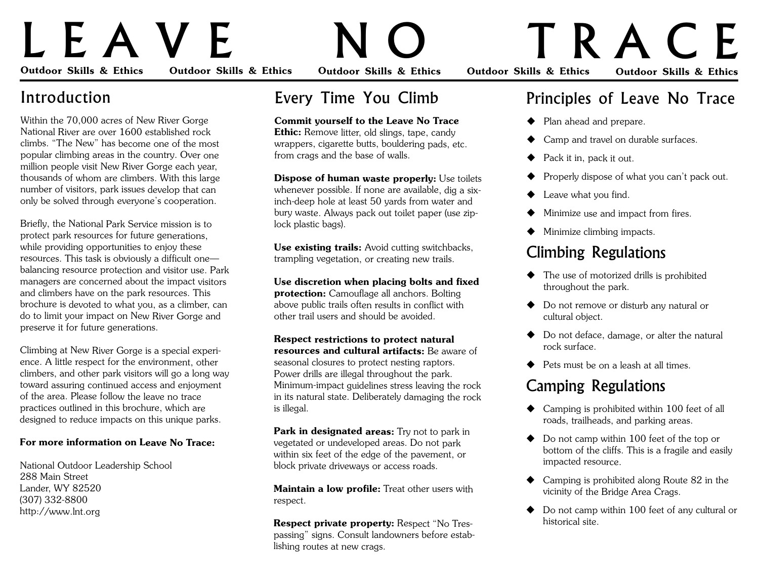# LEAVE NO TRACE

**Outdoor Skills & Ethics**

## Introduction

Within the 70,000 acres of New River Gorge National River are over 1600 established rock climbs. "The New" has become one of the most popular climbing areas in the country. Over one million people visit New River Gorge each year, thousands of whom are climbers. With this large number of visitors, park issues develop that can only be solved through everyone's cooperation.

Briefly, the National Park Service mission is to protect park resources for future generations, while providing opportunities to enjoy these resources. This task is obviously a difficult one—balancing resource protection and visitor use. Park managers are concerned about the impact visitors and climbers have on the park resources. This brochure is devoted to what you, as a climber, can do to limit your impact on New River Gorge and preserve it for future generations.

Climbing at New River Gorge is a special experience. A little respect for the environment, other climbers, and other park visitors will go a long way toward assuring continued access and enjoyment of the area. Please follow the leave no trace practices outlined in this brochure, which are designed to reduce impacts on this unique parks.

**For more information on Leave No Trace:**

National Outdoor Leadership School
288 Main Street
Lander, WY 82520
(307) 332-8800
http://www.lnt.org

## Every Time You Climb

**Commit yourself to the Leave No Trace Ethic:** Remove litter, old slings, tape, candy wrappers, cigarette butts, bouldering pads, etc. from crags and the base of walls.

**Dispose of human waste properly:** Use toilets whenever possible. If none are available, dig a six-inch-deep hole at least 50 yards from water and bury waste. Always pack out toilet paper (use zip-lock plastic bags).

**Use existing trails:** Avoid cutting switchbacks, trampling vegetation, or creating new trails.

**Use discretion when placing bolts and fixed protection:** Camouflage all anchors. Bolting above public trails often results in conflict with other trail users and should be avoided.

**Respect restrictions to protect natural resources and cultural artifacts:** Be aware of seasonal closures to protect nesting raptors. Power drills are illegal throughout the park. Minimum-impact guidelines stress leaving the rock in its natural state. Deliberately damaging the rock is illegal.

**Park in designated areas:** Try not to park in vegetated or undeveloped areas. Do not park within six feet of the edge of the pavement, or block private driveways or access roads.

**Maintain a low profile:** Treat other users with respect.

**Respect private property:** Respect "No Trespassing" signs. Consult landowners before establishing routes at new crags.

## Principles of Leave No Trace

- Plan ahead and prepare.
- Camp and travel on durable surfaces.
- Pack it in, pack it out.
- Properly dispose of what you can't pack out.
- Leave what you find.
- Minimize use and impact from fires.
- Minimize climbing impacts.

## Climbing Regulations

- The use of motorized drills is prohibited throughout the park.
- Do not remove or disturb any natural or cultural object.
- Do not deface, damage, or alter the natural rock surface.
- Pets must be on a leash at all times.

## Camping Regulations

- Camping is prohibited within 100 feet of all roads, trailheads, and parking areas.
- Do not camp within 100 feet of the top or bottom of the cliffs. This is a fragile and easily impacted resource.
- Camping is prohibited along Route 82 in the vicinity of the Bridge Area Crags.
- Do not camp within 100 feet of any cultural or historical site.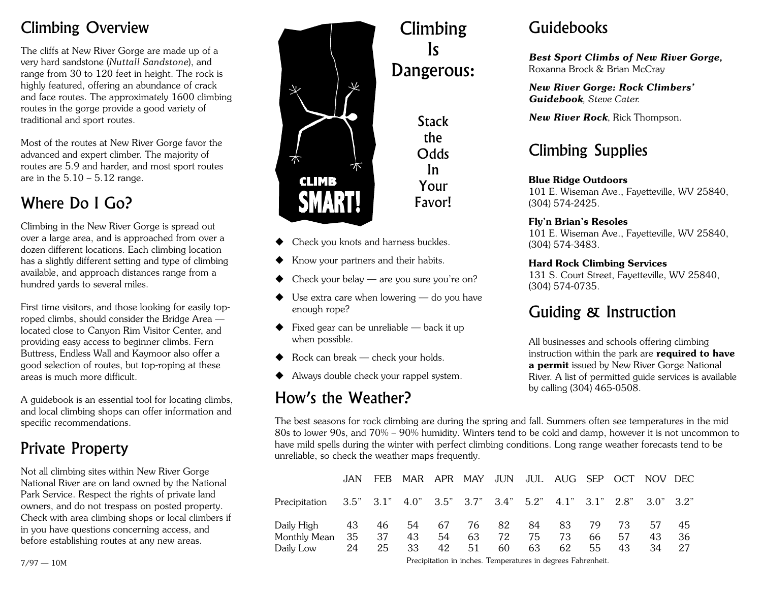## Climbing Overview

The cliffs at New River Gorge are made up of a very hard sandstone (*Nuttall Sandstone*), and range from 30 to 120 feet in height. The rock is highly featured, offering an abundance of crack and face routes. The approximately 1600 climbing routes in the gorge provide a good variety of traditional and sport routes.

Most of the routes at New River Gorge favor the advanced and expert climber. The majority of routes are 5.9 and harder, and most sport routes are in the 5.10 – 5.12 range.

## Where Do I Go?

Climbing in the New River Gorge is spread out over a large area, and is approached from over a dozen different locations. Each climbing location has a slightly different setting and type of climbing available, and approach distances range from a hundred yards to several miles.

First time visitors, and those looking for easily top-roped climbs, should consider the Bridge Area — located close to Canyon Rim Visitor Center, and providing easy access to beginner climbs. Fern Buttress, Endless Wall and Kaymoor also offer a good selection of routes, but top-roping at these areas is much more difficult.

A guidebook is an essential tool for locating climbs, and local climbing shops can offer information and specific recommendations.

## Private Property

Not all climbing sites within New River Gorge National River are on land owned by the National Park Service. Respect the rights of private land owners, and do not trespass on posted property. Check with area climbing shops or local climbers if in you have questions concerning access, and before establishing routes at any new areas.

7/97 — 10M

CLIMB SMART!

## Climbing Is Dangerous:

Stack the Odds In Your Favor!

- Check you knots and harness buckles.
- Know your partners and their habits.
- Check your belay — are you sure you're on?
- Use extra care when lowering — do you have enough rope?
- Fixed gear can be unreliable — back it up when possible.
- Rock can break — check your holds.
- Always double check your rappel system.

## How's the Weather?

The best seasons for rock climbing are during the spring and fall. Summers often see temperatures in the mid 80s to lower 90s, and 70% – 90% humidity. Winters tend to be cold and damp, however it is not uncommon to have mild spells during the winter with perfect climbing conditions. Long range weather forecasts tend to be unreliable, so check the weather maps frequently.

| | JAN | FEB | MAR | APR | MAY | JUN | JUL | AUG | SEP | OCT | NOV | DEC |
|---|---|---|---|---|---|---|---|---|---|---|---|---|
| Precipitation | 3.5" | 3.1" | 4.0" | 3.5" | 3.7" | 3.4" | 5.2" | 4.1" | 3.1" | 2.8" | 3.0" | 3.2" |
| Daily High | 43 | 46 | 54 | 67 | 76 | 82 | 84 | 83 | 79 | 73 | 57 | 45 |
| Monthly Mean | 35 | 37 | 43 | 54 | 63 | 72 | 75 | 73 | 66 | 57 | 43 | 36 |
| Daily Low | 24 | 25 | 33 | 42 | 51 | 60 | 63 | 62 | 55 | 43 | 34 | 27 |

Precipitation in inches. Temperatures in degrees Fahrenheit.

## Guidebooks

***Best Sport Climbs of New River Gorge,*** Roxanna Brock & Brian McCray

***New River Gorge: Rock Climbers' Guidebook****, Steve Cater.*

***New River Rock***, Rick Thompson.

## Climbing Supplies

**Blue Ridge Outdoors**
101 E. Wiseman Ave., Fayetteville, WV 25840, (304) 574-2425.

**Fly'n Brian's Resoles**
101 E. Wiseman Ave., Fayetteville, WV 25840, (304) 574-3483.

**Hard Rock Climbing Services**
131 S. Court Street, Fayetteville, WV 25840, (304) 574-0735.

## Guiding & Instruction

All businesses and schools offering climbing instruction within the park are **required to have a permit** issued by New River Gorge National River. A list of permitted guide services is available by calling (304) 465-0508.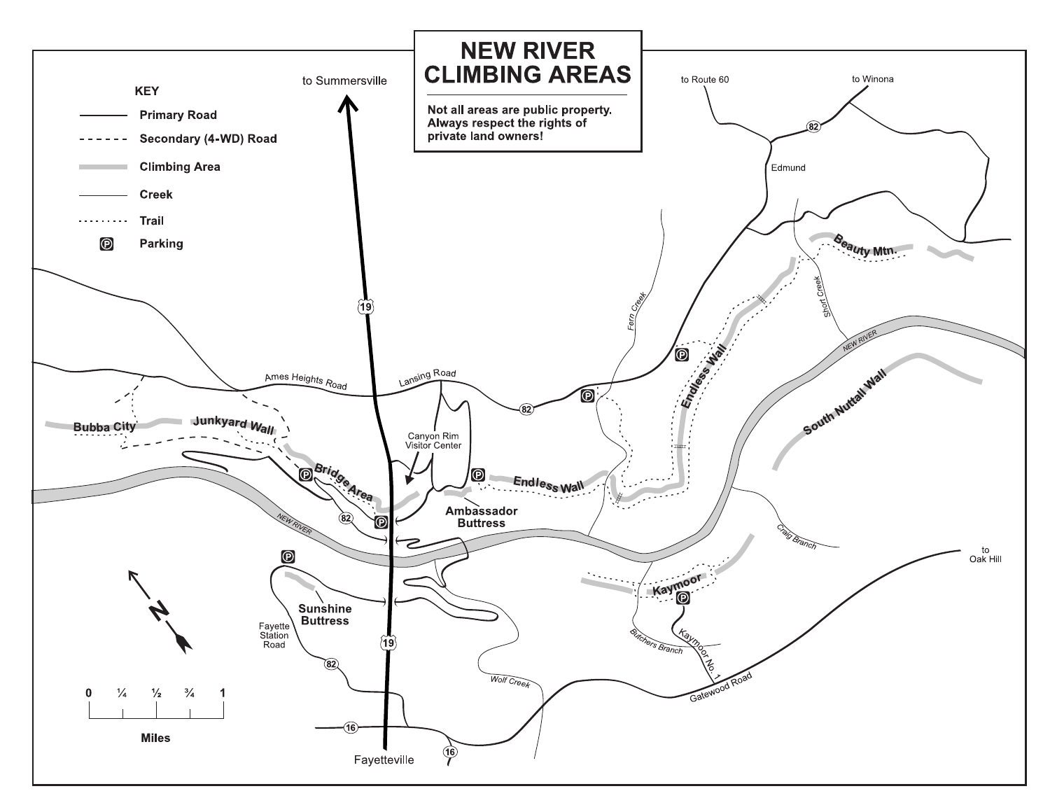# NEW RIVER CLIMBING AREAS

**Not all areas are public property. Always respect the rights of private land owners!**

**KEY**

- Primary Road
- Secondary (4-WD) Road
- Climbing Area
- Creek
- Trail
- Parking

to Summersville

to Route 60

to Winona

82

Edmund

Beauty Mtn.

Short Creek

Fern Creek

19

Endless Wall

NEW RIVER

South Nuttall Wall

Ames Heights Road

Lansing Road

82

Bubba City

Junkyard Wall

Canyon Rim Visitor Center

Bridge Area

Endless Wall

Ambassador Buttress

82

NEW RIVER

Craig Branch

to Oak Hill

Kaymoor

Sunshine Buttress

Fayette Station Road

19

Butchers Branch

Kaymoor No. 1

82

Wolf Creek

Gatewood Road

0 ¼ ½ ¾ 1

Miles

16

16

Fayetteville